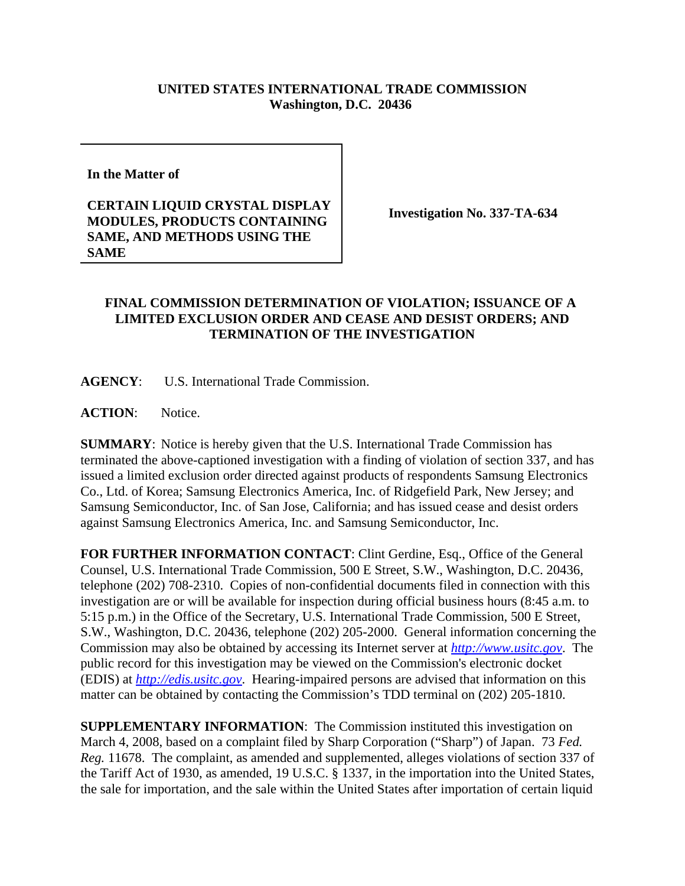**UNITED STATES INTERNATIONAL TRADE COMMISSION**
**Washington, D.C. 20436**

| **In the Matter of** **CERTAIN LIQUID CRYSTAL DISPLAY MODULES, PRODUCTS CONTAINING SAME, AND METHODS USING THE SAME** | **Investigation No. 337-TA-634** |
|---|---|

## FINAL COMMISSION DETERMINATION OF VIOLATION; ISSUANCE OF A LIMITED EXCLUSION ORDER AND CEASE AND DESIST ORDERS; AND TERMINATION OF THE INVESTIGATION

**AGENCY**: U.S. International Trade Commission.

**ACTION**: Notice.

**SUMMARY**: Notice is hereby given that the U.S. International Trade Commission has terminated the above-captioned investigation with a finding of violation of section 337, and has issued a limited exclusion order directed against products of respondents Samsung Electronics Co., Ltd. of Korea; Samsung Electronics America, Inc. of Ridgefield Park, New Jersey; and Samsung Semiconductor, Inc. of San Jose, California; and has issued cease and desist orders against Samsung Electronics America, Inc. and Samsung Semiconductor, Inc.

**FOR FURTHER INFORMATION CONTACT**: Clint Gerdine, Esq., Office of the General Counsel, U.S. International Trade Commission, 500 E Street, S.W., Washington, D.C. 20436, telephone (202) 708-2310. Copies of non-confidential documents filed in connection with this investigation are or will be available for inspection during official business hours (8:45 a.m. to 5:15 p.m.) in the Office of the Secretary, U.S. International Trade Commission, 500 E Street, S.W., Washington, D.C. 20436, telephone (202) 205-2000. General information concerning the Commission may also be obtained by accessing its Internet server at *http://www.usitc.gov*. The public record for this investigation may be viewed on the Commission's electronic docket (EDIS) at *http://edis.usitc.gov*. Hearing-impaired persons are advised that information on this matter can be obtained by contacting the Commission's TDD terminal on (202) 205-1810.

**SUPPLEMENTARY INFORMATION**: The Commission instituted this investigation on March 4, 2008, based on a complaint filed by Sharp Corporation ("Sharp") of Japan. 73 *Fed. Reg.* 11678. The complaint, as amended and supplemented, alleges violations of section 337 of the Tariff Act of 1930, as amended, 19 U.S.C. § 1337, in the importation into the United States, the sale for importation, and the sale within the United States after importation of certain liquid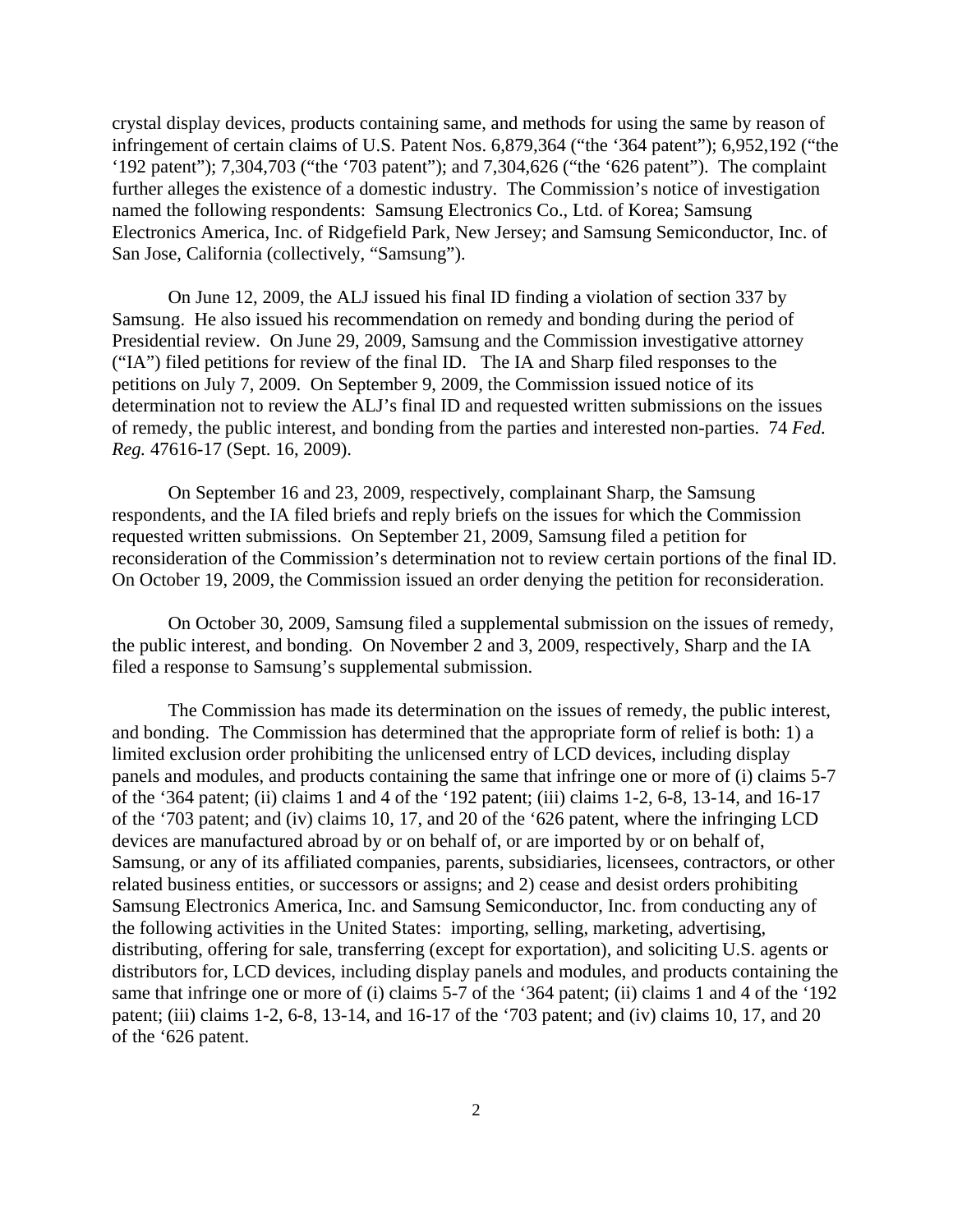crystal display devices, products containing same, and methods for using the same by reason of infringement of certain claims of U.S. Patent Nos. 6,879,364 ("the '364 patent"); 6,952,192 ("the '192 patent"); 7,304,703 ("the '703 patent"); and 7,304,626 ("the '626 patent"). The complaint further alleges the existence of a domestic industry. The Commission's notice of investigation named the following respondents: Samsung Electronics Co., Ltd. of Korea; Samsung Electronics America, Inc. of Ridgefield Park, New Jersey; and Samsung Semiconductor, Inc. of San Jose, California (collectively, "Samsung").

On June 12, 2009, the ALJ issued his final ID finding a violation of section 337 by Samsung. He also issued his recommendation on remedy and bonding during the period of Presidential review. On June 29, 2009, Samsung and the Commission investigative attorney ("IA") filed petitions for review of the final ID. The IA and Sharp filed responses to the petitions on July 7, 2009. On September 9, 2009, the Commission issued notice of its determination not to review the ALJ's final ID and requested written submissions on the issues of remedy, the public interest, and bonding from the parties and interested non-parties. 74 *Fed. Reg.* 47616-17 (Sept. 16, 2009).

On September 16 and 23, 2009, respectively, complainant Sharp, the Samsung respondents, and the IA filed briefs and reply briefs on the issues for which the Commission requested written submissions. On September 21, 2009, Samsung filed a petition for reconsideration of the Commission's determination not to review certain portions of the final ID. On October 19, 2009, the Commission issued an order denying the petition for reconsideration.

On October 30, 2009, Samsung filed a supplemental submission on the issues of remedy, the public interest, and bonding. On November 2 and 3, 2009, respectively, Sharp and the IA filed a response to Samsung's supplemental submission.

The Commission has made its determination on the issues of remedy, the public interest, and bonding. The Commission has determined that the appropriate form of relief is both: 1) a limited exclusion order prohibiting the unlicensed entry of LCD devices, including display panels and modules, and products containing the same that infringe one or more of (i) claims 5-7 of the '364 patent; (ii) claims 1 and 4 of the '192 patent; (iii) claims 1-2, 6-8, 13-14, and 16-17 of the '703 patent; and (iv) claims 10, 17, and 20 of the '626 patent, where the infringing LCD devices are manufactured abroad by or on behalf of, or are imported by or on behalf of, Samsung, or any of its affiliated companies, parents, subsidiaries, licensees, contractors, or other related business entities, or successors or assigns; and 2) cease and desist orders prohibiting Samsung Electronics America, Inc. and Samsung Semiconductor, Inc. from conducting any of the following activities in the United States: importing, selling, marketing, advertising, distributing, offering for sale, transferring (except for exportation), and soliciting U.S. agents or distributors for, LCD devices, including display panels and modules, and products containing the same that infringe one or more of (i) claims 5-7 of the '364 patent; (ii) claims 1 and 4 of the '192 patent; (iii) claims 1-2, 6-8, 13-14, and 16-17 of the '703 patent; and (iv) claims 10, 17, and 20 of the '626 patent.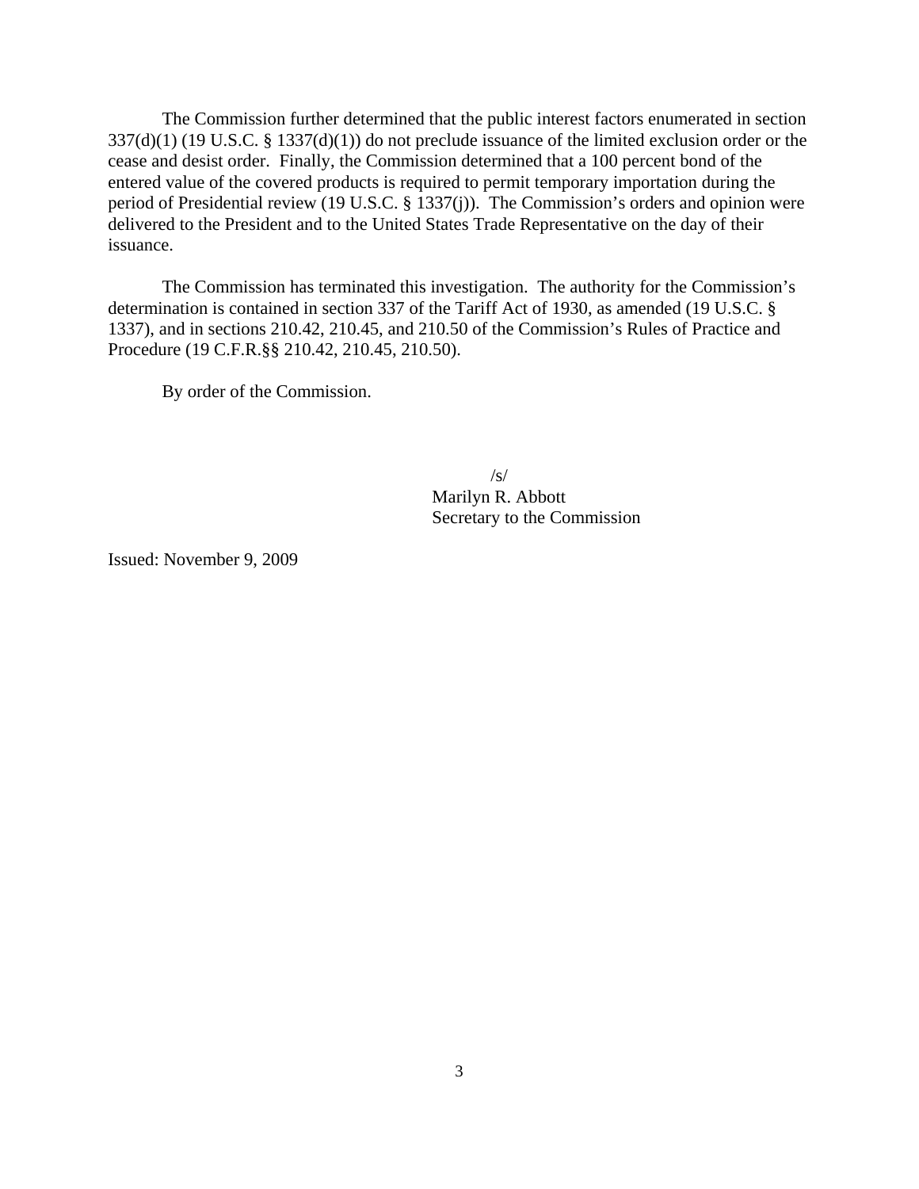The Commission further determined that the public interest factors enumerated in section 337(d)(1) (19 U.S.C. § 1337(d)(1)) do not preclude issuance of the limited exclusion order or the cease and desist order. Finally, the Commission determined that a 100 percent bond of the entered value of the covered products is required to permit temporary importation during the period of Presidential review (19 U.S.C. § 1337(j)). The Commission's orders and opinion were delivered to the President and to the United States Trade Representative on the day of their issuance.

The Commission has terminated this investigation. The authority for the Commission's determination is contained in section 337 of the Tariff Act of 1930, as amended (19 U.S.C. § 1337), and in sections 210.42, 210.45, and 210.50 of the Commission's Rules of Practice and Procedure (19 C.F.R.§§ 210.42, 210.45, 210.50).

By order of the Commission.

/s/
Marilyn R. Abbott
Secretary to the Commission

Issued: November 9, 2009